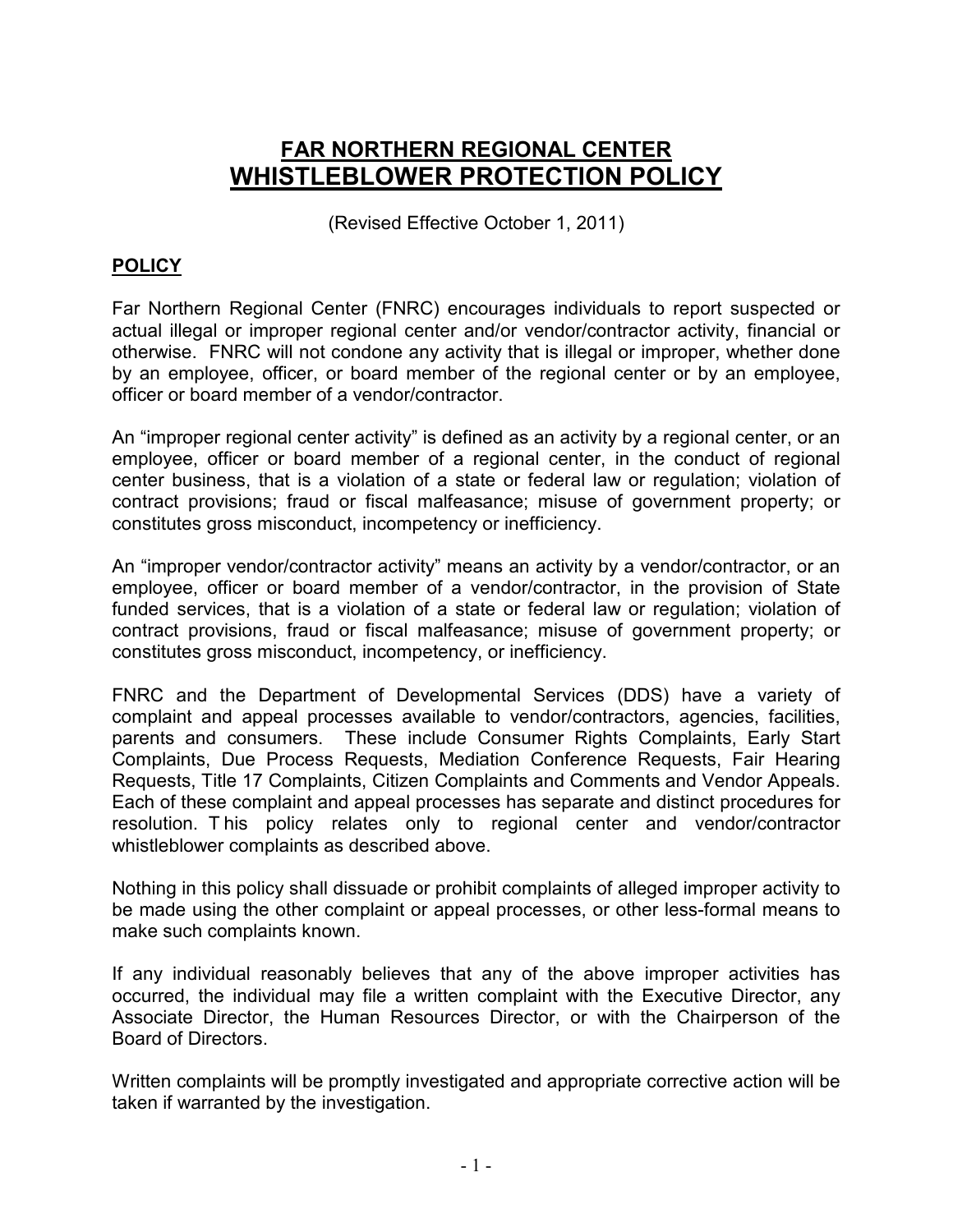# FAR NORTHERN REGIONAL CENTER
# WHISTLEBLOWER PROTECTION POLICY

(Revised Effective October 1, 2011)

## POLICY

Far Northern Regional Center (FNRC) encourages individuals to report suspected or actual illegal or improper regional center and/or vendor/contractor activity, financial or otherwise. FNRC will not condone any activity that is illegal or improper, whether done by an employee, officer, or board member of the regional center or by an employee, officer or board member of a vendor/contractor.

An "improper regional center activity" is defined as an activity by a regional center, or an employee, officer or board member of a regional center, in the conduct of regional center business, that is a violation of a state or federal law or regulation; violation of contract provisions; fraud or fiscal malfeasance; misuse of government property; or constitutes gross misconduct, incompetency or inefficiency.

An "improper vendor/contractor activity" means an activity by a vendor/contractor, or an employee, officer or board member of a vendor/contractor, in the provision of State funded services, that is a violation of a state or federal law or regulation; violation of contract provisions, fraud or fiscal malfeasance; misuse of government property; or constitutes gross misconduct, incompetency, or inefficiency.

FNRC and the Department of Developmental Services (DDS) have a variety of complaint and appeal processes available to vendor/contractors, agencies, facilities, parents and consumers. These include Consumer Rights Complaints, Early Start Complaints, Due Process Requests, Mediation Conference Requests, Fair Hearing Requests, Title 17 Complaints, Citizen Complaints and Comments and Vendor Appeals. Each of these complaint and appeal processes has separate and distinct procedures for resolution. This policy relates only to regional center and vendor/contractor whistleblower complaints as described above.

Nothing in this policy shall dissuade or prohibit complaints of alleged improper activity to be made using the other complaint or appeal processes, or other less-formal means to make such complaints known.

If any individual reasonably believes that any of the above improper activities has occurred, the individual may file a written complaint with the Executive Director, any Associate Director, the Human Resources Director, or with the Chairperson of the Board of Directors.

Written complaints will be promptly investigated and appropriate corrective action will be taken if warranted by the investigation.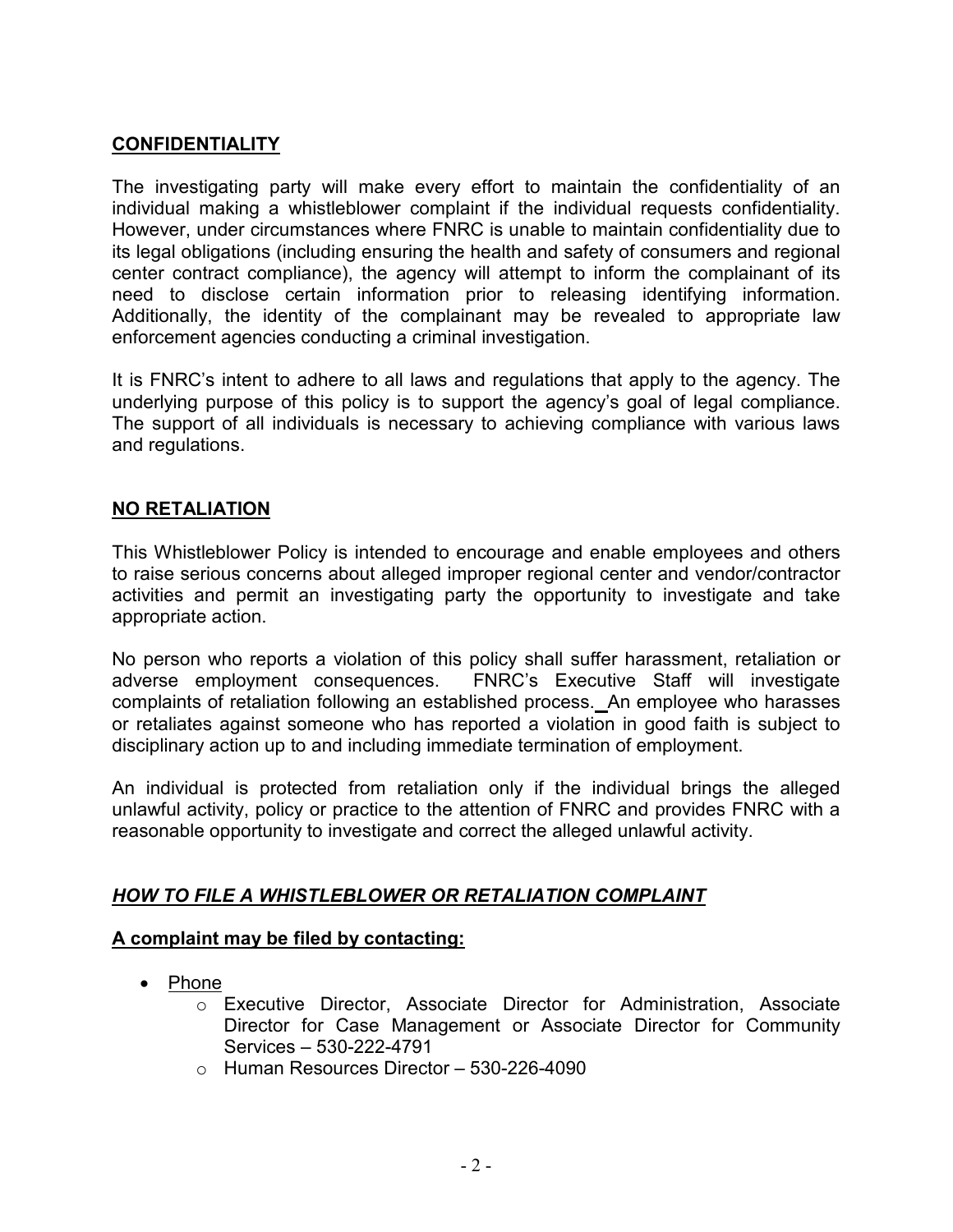## CONFIDENTIALITY

The investigating party will make every effort to maintain the confidentiality of an individual making a whistleblower complaint if the individual requests confidentiality. However, under circumstances where FNRC is unable to maintain confidentiality due to its legal obligations (including ensuring the health and safety of consumers and regional center contract compliance), the agency will attempt to inform the complainant of its need to disclose certain information prior to releasing identifying information. Additionally, the identity of the complainant may be revealed to appropriate law enforcement agencies conducting a criminal investigation.

It is FNRC's intent to adhere to all laws and regulations that apply to the agency. The underlying purpose of this policy is to support the agency's goal of legal compliance. The support of all individuals is necessary to achieving compliance with various laws and regulations.

## NO RETALIATION

This Whistleblower Policy is intended to encourage and enable employees and others to raise serious concerns about alleged improper regional center and vendor/contractor activities and permit an investigating party the opportunity to investigate and take appropriate action.

No person who reports a violation of this policy shall suffer harassment, retaliation or adverse employment consequences. FNRC's Executive Staff will investigate complaints of retaliation following an established process. An employee who harasses or retaliates against someone who has reported a violation in good faith is subject to disciplinary action up to and including immediate termination of employment.

An individual is protected from retaliation only if the individual brings the alleged unlawful activity, policy or practice to the attention of FNRC and provides FNRC with a reasonable opportunity to investigate and correct the alleged unlawful activity.

## *HOW TO FILE A WHISTLEBLOWER OR RETALIATION COMPLAINT*

### A complaint may be filed by contacting:

- Phone
  - Executive Director, Associate Director for Administration, Associate Director for Case Management or Associate Director for Community Services – 530-222-4791
  - Human Resources Director – 530-226-4090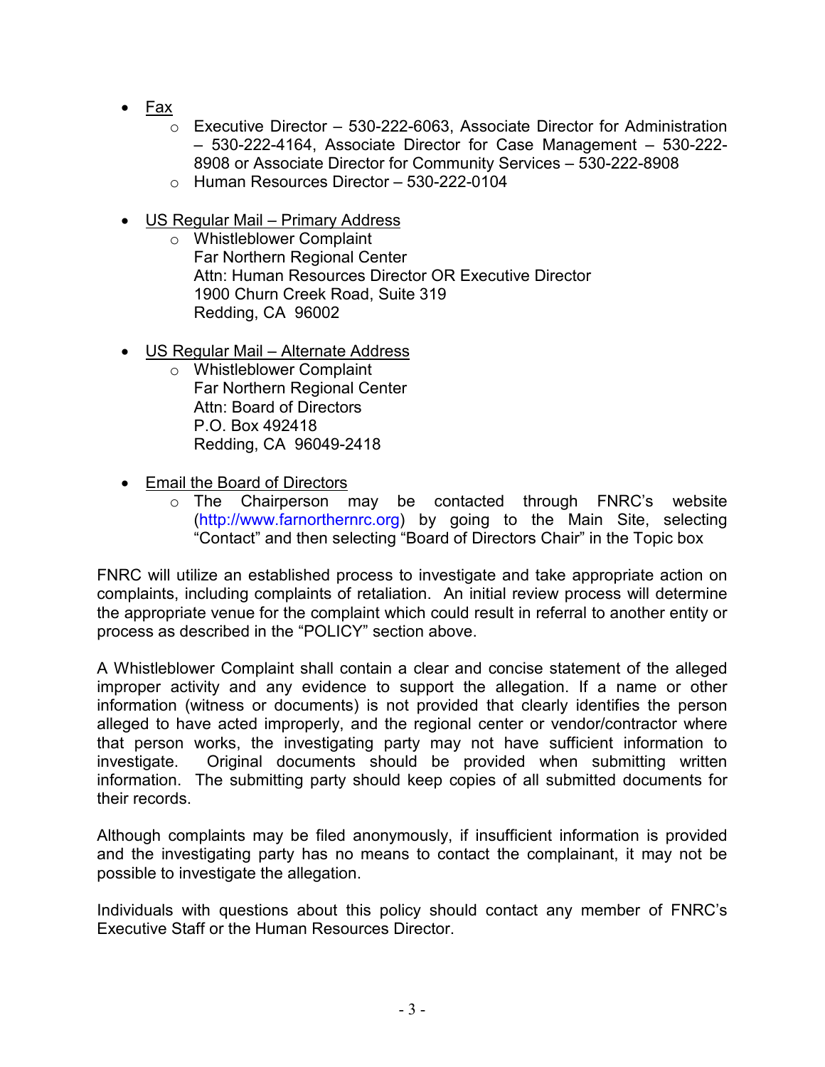- Fax
  - Executive Director – 530-222-6063, Associate Director for Administration – 530-222-4164, Associate Director for Case Management – 530-222-8908 or Associate Director for Community Services – 530-222-8908
  - Human Resources Director – 530-222-0104

- US Regular Mail – Primary Address
  - Whistleblower Complaint
    Far Northern Regional Center
    Attn: Human Resources Director OR Executive Director
    1900 Churn Creek Road, Suite 319
    Redding, CA 96002

- US Regular Mail – Alternate Address
  - Whistleblower Complaint
    Far Northern Regional Center
    Attn: Board of Directors
    P.O. Box 492418
    Redding, CA 96049-2418

- Email the Board of Directors
  - The Chairperson may be contacted through FNRC's website (http://www.farnorthernrc.org) by going to the Main Site, selecting "Contact" and then selecting "Board of Directors Chair" in the Topic box

FNRC will utilize an established process to investigate and take appropriate action on complaints, including complaints of retaliation. An initial review process will determine the appropriate venue for the complaint which could result in referral to another entity or process as described in the "POLICY" section above.

A Whistleblower Complaint shall contain a clear and concise statement of the alleged improper activity and any evidence to support the allegation. If a name or other information (witness or documents) is not provided that clearly identifies the person alleged to have acted improperly, and the regional center or vendor/contractor where that person works, the investigating party may not have sufficient information to investigate. Original documents should be provided when submitting written information. The submitting party should keep copies of all submitted documents for their records.

Although complaints may be filed anonymously, if insufficient information is provided and the investigating party has no means to contact the complainant, it may not be possible to investigate the allegation.

Individuals with questions about this policy should contact any member of FNRC's Executive Staff or the Human Resources Director.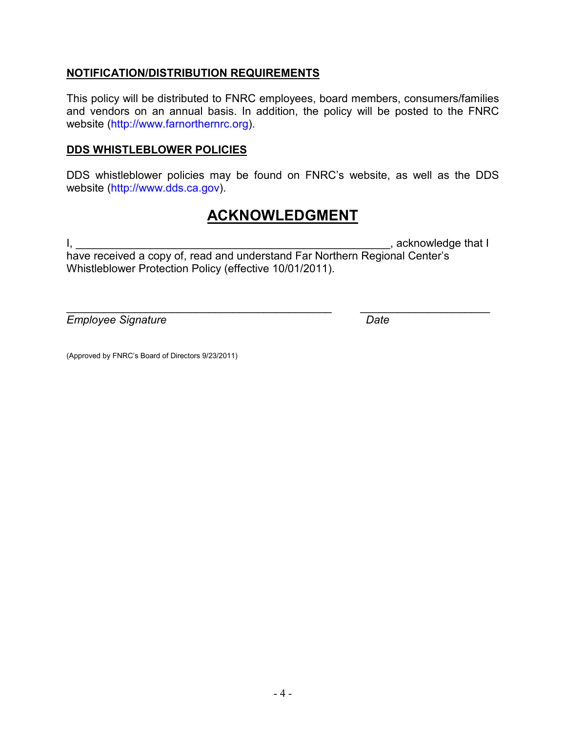**NOTIFICATION/DISTRIBUTION REQUIREMENTS**

This policy will be distributed to FNRC employees, board members, consumers/families and vendors on an annual basis. In addition, the policy will be posted to the FNRC website (http://www.farnorthernrc.org).

**DDS WHISTLEBLOWER POLICIES**

DDS whistleblower policies may be found on FNRC's website, as well as the DDS website (http://www.dds.ca.gov).

# ACKNOWLEDGMENT

I, ______________________________________________________, acknowledge that I have received a copy of, read and understand Far Northern Regional Center's Whistleblower Protection Policy (effective 10/01/2011).

_____________________________________________ &nbsp;&nbsp;&nbsp;&nbsp; ______________________

*Employee Signature* &nbsp;&nbsp;&nbsp;&nbsp; *Date*

(Approved by FNRC's Board of Directors 9/23/2011)